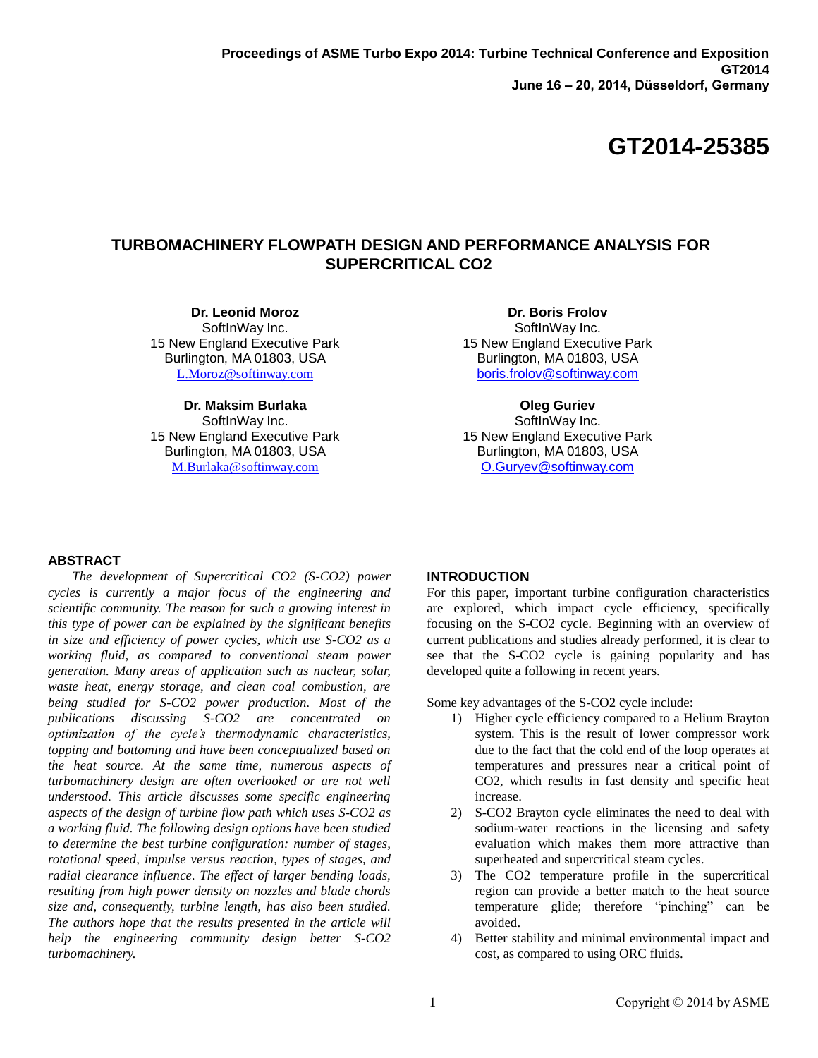Proceedings of ASME Turbo Expo 2014: Turbine Technical Conference and Exposition
GT2014
June 16 – 20, 2014, Düsseldorf, Germany

# GT2014-25385

## TURBOMACHINERY FLOWPATH DESIGN AND PERFORMANCE ANALYSIS FOR SUPERCRITICAL CO2

**Dr. Leonid Moroz**
SoftInWay Inc.
15 New England Executive Park
Burlington, MA 01803, USA
L.Moroz@softinway.com

**Dr. Boris Frolov**
SoftInWay Inc.
15 New England Executive Park
Burlington, MA 01803, USA
boris.frolov@softinway.com

**Dr. Maksim Burlaka**
SoftInWay Inc.
15 New England Executive Park
Burlington, MA 01803, USA
M.Burlaka@softinway.com

**Oleg Guriev**
SoftInWay Inc.
15 New England Executive Park
Burlington, MA 01803, USA
O.Guryev@softinway.com

### ABSTRACT

*The development of Supercritical CO2 (S-CO2) power cycles is currently a major focus of the engineering and scientific community. The reason for such a growing interest in this type of power can be explained by the significant benefits in size and efficiency of power cycles, which use S-CO2 as a working fluid, as compared to conventional steam power generation. Many areas of application such as nuclear, solar, waste heat, energy storage, and clean coal combustion, are being studied for S-CO2 power production. Most of the publications discussing S-CO2 are concentrated on optimization of the cycle's thermodynamic characteristics, topping and bottoming and have been conceptualized based on the heat source. At the same time, numerous aspects of turbomachinery design are often overlooked or are not well understood. This article discusses some specific engineering aspects of the design of turbine flow path which uses S-CO2 as a working fluid. The following design options have been studied to determine the best turbine configuration: number of stages, rotational speed, impulse versus reaction, types of stages, and radial clearance influence. The effect of larger bending loads, resulting from high power density on nozzles and blade chords size and, consequently, turbine length, has also been studied. The authors hope that the results presented in the article will help the engineering community design better S-CO2 turbomachinery.*

### INTRODUCTION

For this paper, important turbine configuration characteristics are explored, which impact cycle efficiency, specifically focusing on the S-CO2 cycle. Beginning with an overview of current publications and studies already performed, it is clear to see that the S-CO2 cycle is gaining popularity and has developed quite a following in recent years.

Some key advantages of the S-CO2 cycle include:

1) Higher cycle efficiency compared to a Helium Brayton system. This is the result of lower compressor work due to the fact that the cold end of the loop operates at temperatures and pressures near a critical point of CO2, which results in fast density and specific heat increase.
2) S-CO2 Brayton cycle eliminates the need to deal with sodium-water reactions in the licensing and safety evaluation which makes them more attractive than superheated and supercritical steam cycles.
3) The CO2 temperature profile in the supercritical region can provide a better match to the heat source temperature glide; therefore "pinching" can be avoided.
4) Better stability and minimal environmental impact and cost, as compared to using ORC fluids.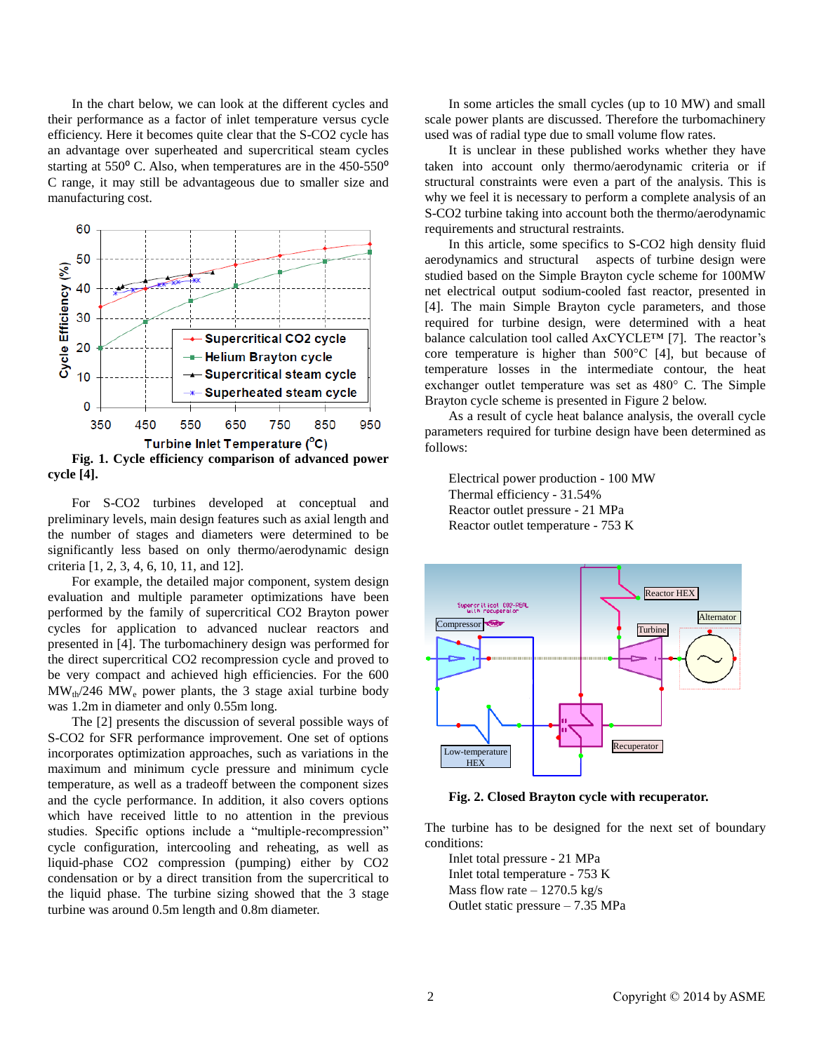In the chart below, we can look at the different cycles and their performance as a factor of inlet temperature versus cycle efficiency. Here it becomes quite clear that the S-CO2 cycle has an advantage over superheated and supercritical steam cycles starting at 550° C. Also, when temperatures are in the 450-550° C range, it may still be advantageous due to smaller size and manufacturing cost.

**Fig. 1. Cycle efficiency comparison of advanced power cycle [4].**

For S-CO2 turbines developed at conceptual and preliminary levels, main design features such as axial length and the number of stages and diameters were determined to be significantly less based on only thermo/aerodynamic design criteria [1, 2, 3, 4, 6, 10, 11, and 12].

For example, the detailed major component, system design evaluation and multiple parameter optimizations have been performed by the family of supercritical CO2 Brayton power cycles for application to advanced nuclear reactors and presented in [4]. The turbomachinery design was performed for the direct supercritical CO2 recompression cycle and proved to be very compact and achieved high efficiencies. For the 600 $MW_{th}$/246 $MW_e$ power plants, the 3 stage axial turbine body was 1.2m in diameter and only 0.55m long.

The [2] presents the discussion of several possible ways of S-CO2 for SFR performance improvement. One set of options incorporates optimization approaches, such as variations in the maximum and minimum cycle pressure and minimum cycle temperature, as well as a tradeoff between the component sizes and the cycle performance. In addition, it also covers options which have received little to no attention in the previous studies. Specific options include a "multiple-recompression" cycle configuration, intercooling and reheating, as well as liquid-phase CO2 compression (pumping) either by CO2 condensation or by a direct transition from the supercritical to the liquid phase. The turbine sizing showed that the 3 stage turbine was around 0.5m length and 0.8m diameter.

In some articles the small cycles (up to 10 MW) and small scale power plants are discussed. Therefore the turbomachinery used was of radial type due to small volume flow rates.

It is unclear in these published works whether they have taken into account only thermo/aerodynamic criteria or if structural constraints were even a part of the analysis. This is why we feel it is necessary to perform a complete analysis of an S-CO2 turbine taking into account both the thermo/aerodynamic requirements and structural restraints.

In this article, some specifics to S-CO2 high density fluid aerodynamics and structural aspects of turbine design were studied based on the Simple Brayton cycle scheme for 100MW net electrical output sodium-cooled fast reactor, presented in [4]. The main Simple Brayton cycle parameters, and those required for turbine design, were determined with a heat balance calculation tool called AxCYCLE™ [7]. The reactor's core temperature is higher than 500°C [4], but because of temperature losses in the intermediate contour, the heat exchanger outlet temperature was set as 480° C. The Simple Brayton cycle scheme is presented in Figure 2 below.

As a result of cycle heat balance analysis, the overall cycle parameters required for turbine design have been determined as follows:

Electrical power production - 100 MW
Thermal efficiency - 31.54%
Reactor outlet pressure - 21 MPa
Reactor outlet temperature - 753 K

**Fig. 2. Closed Brayton cycle with recuperator.**

The turbine has to be designed for the next set of boundary conditions:

Inlet total pressure - 21 MPa
Inlet total temperature - 753 K
Mass flow rate – 1270.5 kg/s
Outlet static pressure – 7.35 MPa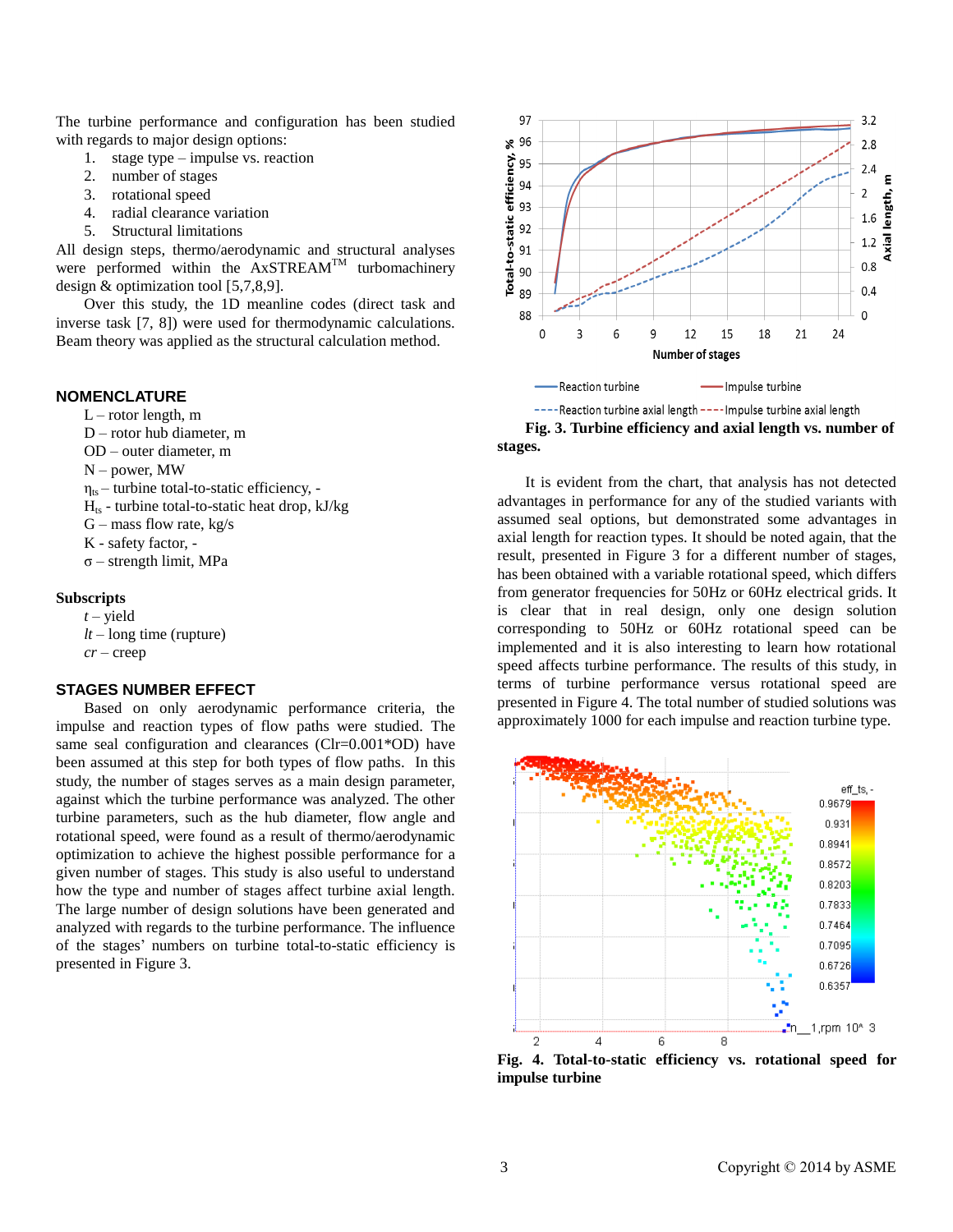The turbine performance and configuration has been studied with regards to major design options:

1. stage type – impulse vs. reaction
2. number of stages
3. rotational speed
4. radial clearance variation
5. Structural limitations

All design steps, thermo/aerodynamic and structural analyses were performed within the AxSTREAM™ turbomachinery design & optimization tool [5,7,8,9].

Over this study, the 1D meanline codes (direct task and inverse task [7, 8]) were used for thermodynamic calculations. Beam theory was applied as the structural calculation method.

## NOMENCLATURE

- L – rotor length, m
- D – rotor hub diameter, m
- OD – outer diameter, m
- N – power, MW
- $\eta_{ts}$ – turbine total-to-static efficiency, -
- $H_{ts}$ - turbine total-to-static heat drop, kJ/kg
- G – mass flow rate, kg/s
- K - safety factor, -
- σ – strength limit, MPa

### Subscripts

- *t* – yield
- *lt* – long time (rupture)
- *cr* – creep

## STAGES NUMBER EFFECT

Based on only aerodynamic performance criteria, the impulse and reaction types of flow paths were studied. The same seal configuration and clearances (Clr=0.001*OD) have been assumed at this step for both types of flow paths. In this study, the number of stages serves as a main design parameter, against which the turbine performance was analyzed. The other turbine parameters, such as the hub diameter, flow angle and rotational speed, were found as a result of thermo/aerodynamic optimization to achieve the highest possible performance for a given number of stages. This study is also useful to understand how the type and number of stages affect turbine axial length. The large number of design solutions have been generated and analyzed with regards to the turbine performance. The influence of the stages' numbers on turbine total-to-static efficiency is presented in Figure 3.

**Fig. 3. Turbine efficiency and axial length vs. number of stages.**

It is evident from the chart, that analysis has not detected advantages in performance for any of the studied variants with assumed seal options, but demonstrated some advantages in axial length for reaction types. It should be noted again, that the result, presented in Figure 3 for a different number of stages, has been obtained with a variable rotational speed, which differs from generator frequencies for 50Hz or 60Hz electrical grids. It is clear that in real design, only one design solution corresponding to 50Hz or 60Hz rotational speed can be implemented and it is also interesting to learn how rotational speed affects turbine performance. The results of this study, in terms of turbine performance versus rotational speed are presented in Figure 4. The total number of studied solutions was approximately 1000 for each impulse and reaction turbine type.

**Fig. 4. Total-to-static efficiency vs. rotational speed for impulse turbine**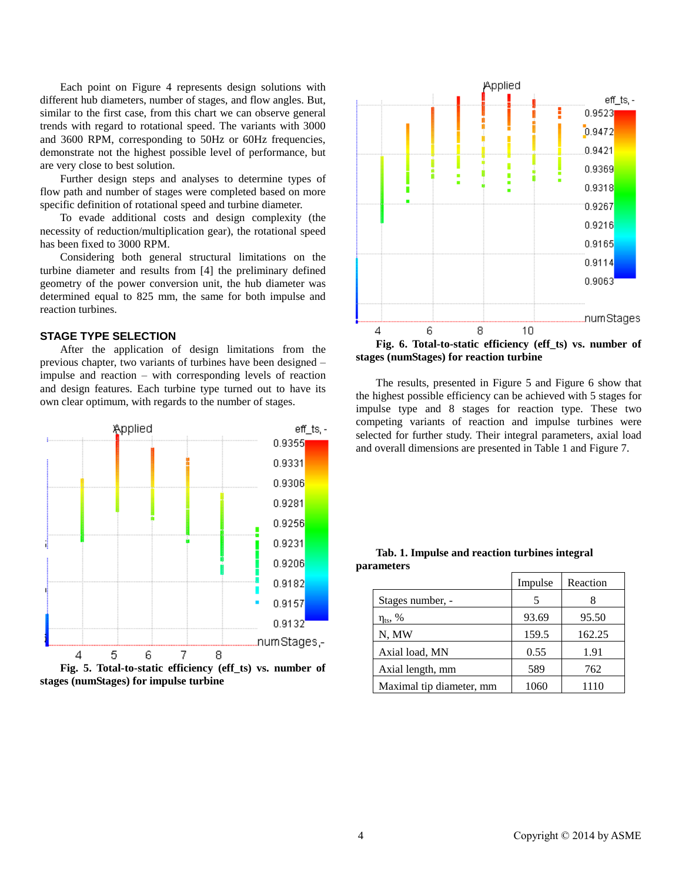Each point on Figure 4 represents design solutions with different hub diameters, number of stages, and flow angles. But, similar to the first case, from this chart we can observe general trends with regard to rotational speed. The variants with 3000 and 3600 RPM, corresponding to 50Hz or 60Hz frequencies, demonstrate not the highest possible level of performance, but are very close to best solution.

Further design steps and analyses to determine types of flow path and number of stages were completed based on more specific definition of rotational speed and turbine diameter.

To evade additional costs and design complexity (the necessity of reduction/multiplication gear), the rotational speed has been fixed to 3000 RPM.

Considering both general structural limitations on the turbine diameter and results from [4] the preliminary defined geometry of the power conversion unit, the hub diameter was determined equal to 825 mm, the same for both impulse and reaction turbines.

## STAGE TYPE SELECTION

After the application of design limitations from the previous chapter, two variants of turbines have been designed – impulse and reaction – with corresponding levels of reaction and design features. Each turbine type turned out to have its own clear optimum, with regards to the number of stages.

**Fig. 5. Total-to-static efficiency (eff_ts) vs. number of stages (numStages) for impulse turbine**

**Fig. 6. Total-to-static efficiency (eff_ts) vs. number of stages (numStages) for reaction turbine**

The results, presented in Figure 5 and Figure 6 show that the highest possible efficiency can be achieved with 5 stages for impulse type and 8 stages for reaction type. These two competing variants of reaction and impulse turbines were selected for further study. Their integral parameters, axial load and overall dimensions are presented in Table 1 and Figure 7.

**Tab. 1. Impulse and reaction turbines integral parameters**

| | Impulse | Reaction |
|---|---|---|
| Stages number, - | 5 | 8 |
| $\eta_{ts}$, % | 93.69 | 95.50 |
| N, MW | 159.5 | 162.25 |
| Axial load, MN | 0.55 | 1.91 |
| Axial length, mm | 589 | 762 |
| Maximal tip diameter, mm | 1060 | 1110 |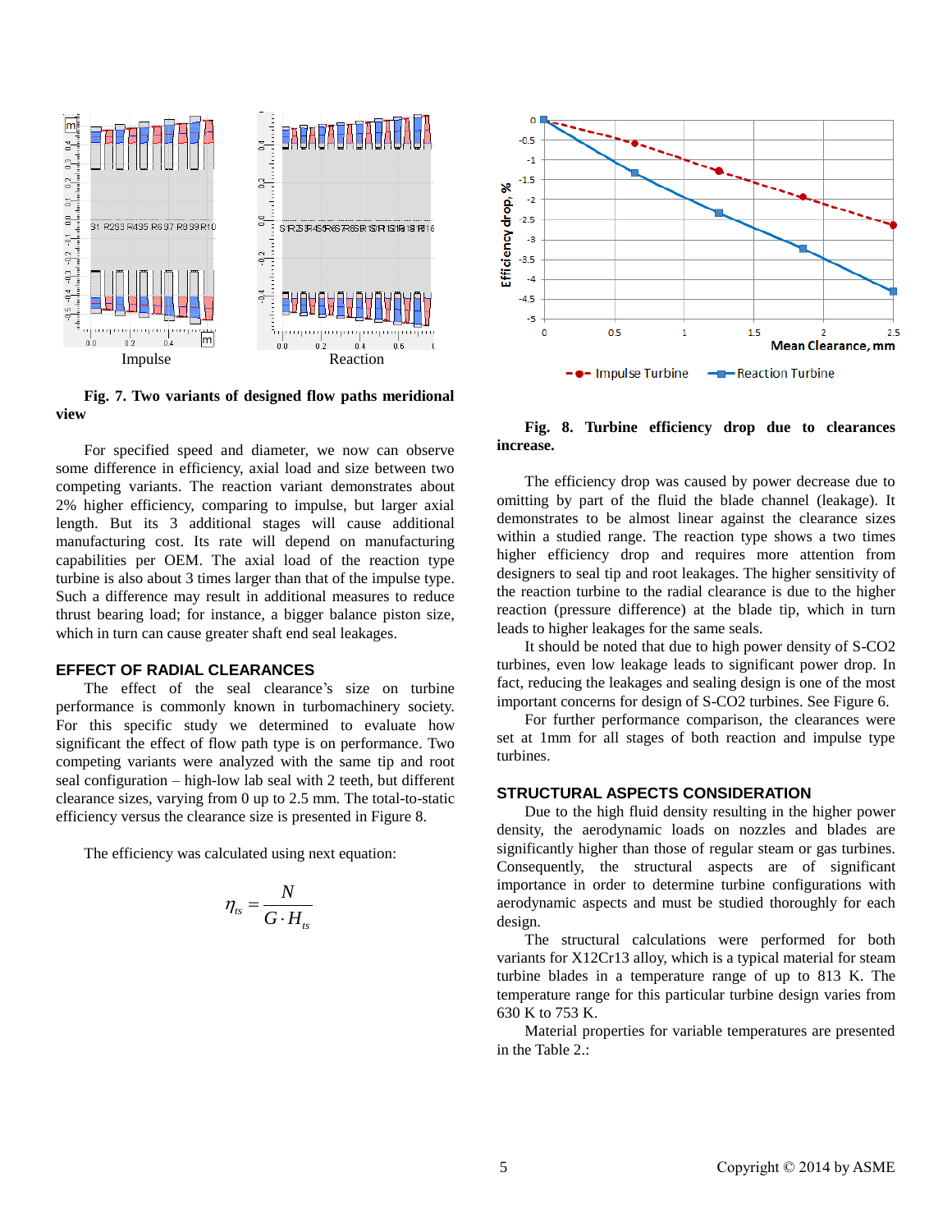Fig. 7. Two variants of designed flow paths meridional view

For specified speed and diameter, we now can observe some difference in efficiency, axial load and size between two competing variants. The reaction variant demonstrates about 2% higher efficiency, comparing to impulse, but larger axial length. But its 3 additional stages will cause additional manufacturing cost. Its rate will depend on manufacturing capabilities per OEM. The axial load of the reaction type turbine is also about 3 times larger than that of the impulse type. Such a difference may result in additional measures to reduce thrust bearing load; for instance, a bigger balance piston size, which in turn can cause greater shaft end seal leakages.

## EFFECT OF RADIAL CLEARANCES

The effect of the seal clearance's size on turbine performance is commonly known in turbomachinery society. For this specific study we determined to evaluate how significant the effect of flow path type is on performance. Two competing variants were analyzed with the same tip and root seal configuration – high-low lab seal with 2 teeth, but different clearance sizes, varying from 0 up to 2.5 mm. The total-to-static efficiency versus the clearance size is presented in Figure 8.

The efficiency was calculated using next equation:

$$\eta_{ts} = \frac{N}{G \cdot H_{ts}}$$

Fig. 8. Turbine efficiency drop due to clearances increase.

The efficiency drop was caused by power decrease due to omitting by part of the fluid the blade channel (leakage). It demonstrates to be almost linear against the clearance sizes within a studied range. The reaction type shows a two times higher efficiency drop and requires more attention from designers to seal tip and root leakages. The higher sensitivity of the reaction turbine to the radial clearance is due to the higher reaction (pressure difference) at the blade tip, which in turn leads to higher leakages for the same seals.

It should be noted that due to high power density of S-CO2 turbines, even low leakage leads to significant power drop. In fact, reducing the leakages and sealing design is one of the most important concerns for design of S-CO2 turbines. See Figure 6.

For further performance comparison, the clearances were set at 1mm for all stages of both reaction and impulse type turbines.

## STRUCTURAL ASPECTS CONSIDERATION

Due to the high fluid density resulting in the higher power density, the aerodynamic loads on nozzles and blades are significantly higher than those of regular steam or gas turbines. Consequently, the structural aspects are of significant importance in order to determine turbine configurations with aerodynamic aspects and must be studied thoroughly for each design.

The structural calculations were performed for both variants for X12Cr13 alloy, which is a typical material for steam turbine blades in a temperature range of up to 813 K. The temperature range for this particular turbine design varies from 630 K to 753 K.

Material properties for variable temperatures are presented in the Table 2.: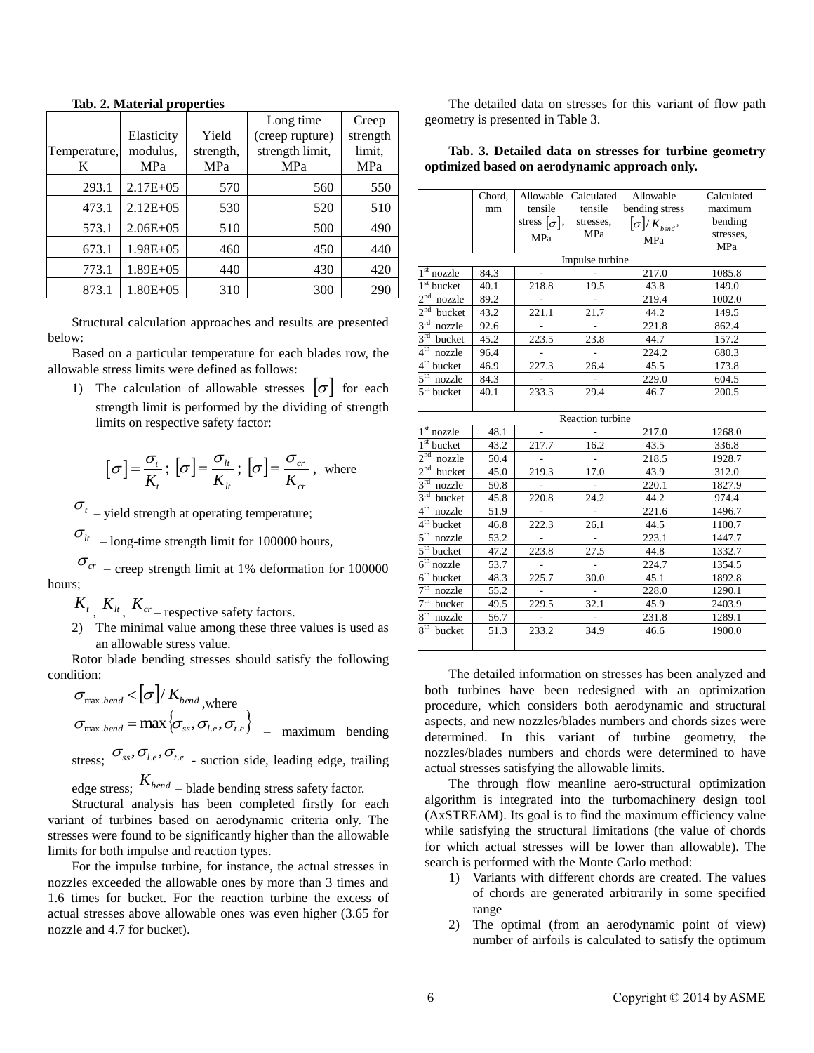**Tab. 2. Material properties**

| Temperature, K | Elasticity modulus, MPa | Yield strength, MPa | Long time (creep rupture) strength limit, MPa | Creep strength limit, MPa |
|---|---|---|---|---|
| 293.1 | 2.17E+05 | 570 | 560 | 550 |
| 473.1 | 2.12E+05 | 530 | 520 | 510 |
| 573.1 | 2.06E+05 | 510 | 500 | 490 |
| 673.1 | 1.98E+05 | 460 | 450 | 440 |
| 773.1 | 1.89E+05 | 440 | 430 | 420 |
| 873.1 | 1.80E+05 | 310 | 300 | 290 |

Structural calculation approaches and results are presented below:

Based on a particular temperature for each blades row, the allowable stress limits were defined as follows:

1) The calculation of allowable stresses $[\sigma]$ for each strength limit is performed by the dividing of strength limits on respective safety factor:

$$[\sigma] = \frac{\sigma_t}{K_t};\ [\sigma] = \frac{\sigma_{lt}}{K_{lt}};\ [\sigma] = \frac{\sigma_{cr}}{K_{cr}},\ \text{where}$$

$\sigma_t$ – yield strength at operating temperature;

$\sigma_{lt}$ – long-time strength limit for 100000 hours,

$\sigma_{cr}$ – creep strength limit at 1% deformation for 100000 hours;

$K_t$, $K_{lt}$, $K_{cr}$ – respective safety factors.

2) The minimal value among these three values is used as an allowable stress value.

Rotor blade bending stresses should satisfy the following condition:

$\sigma_{max.bend} < [\sigma]/K_{bend}$, where

$\sigma_{max.bend} = \max\{\sigma_{ss}, \sigma_{l.e}, \sigma_{t.e}\}$ – maximum bending stress; $\sigma_{ss}, \sigma_{l.e}, \sigma_{t.e}$ - suction side, leading edge, trailing edge stress; $K_{bend}$ – blade bending stress safety factor.

Structural analysis has been completed firstly for each variant of turbines based on aerodynamic criteria only. The stresses were found to be significantly higher than the allowable limits for both impulse and reaction types.

For the impulse turbine, for instance, the actual stresses in nozzles exceeded the allowable ones by more than 3 times and 1.6 times for bucket. For the reaction turbine the excess of actual stresses above allowable ones was even higher (3.65 for nozzle and 4.7 for bucket).

The detailed data on stresses for this variant of flow path geometry is presented in Table 3.

**Tab. 3. Detailed data on stresses for turbine geometry optimized based on aerodynamic approach only.**

| | Chord, mm | Allowable tensile stress $[\sigma]$, MPa | Calculated tensile stresses, MPa | Allowable bending stress $[\sigma]/K_{bend}$, MPa | Calculated maximum bending stresses, MPa |
|---|---|---|---|---|---|
| Impulse turbine | | | | | |
| 1st nozzle | 84.3 | - | - | 217.0 | 1085.8 |
| 1st bucket | 40.1 | 218.8 | 19.5 | 43.8 | 149.0 |
| 2nd nozzle | 89.2 | - | - | 219.4 | 1002.0 |
| 2nd bucket | 43.2 | 221.1 | 21.7 | 44.2 | 149.5 |
| 3rd nozzle | 92.6 | - | - | 221.8 | 862.4 |
| 3rd bucket | 45.2 | 223.5 | 23.8 | 44.7 | 157.2 |
| 4th nozzle | 96.4 | - | - | 224.2 | 680.3 |
| 4th bucket | 46.9 | 227.3 | 26.4 | 45.5 | 173.8 |
| 5th nozzle | 84.3 | - | - | 229.0 | 604.5 |
| 5th bucket | 40.1 | 233.3 | 29.4 | 46.7 | 200.5 |
| | | | | | |
| Reaction turbine | | | | | |
| 1st nozzle | 48.1 | - | - | 217.0 | 1268.0 |
| 1st bucket | 43.2 | 217.7 | 16.2 | 43.5 | 336.8 |
| 2nd nozzle | 50.4 | - | - | 218.5 | 1928.7 |
| 2nd bucket | 45.0 | 219.3 | 17.0 | 43.9 | 312.0 |
| 3rd nozzle | 50.8 | - | - | 220.1 | 1827.9 |
| 3rd bucket | 45.8 | 220.8 | 24.2 | 44.2 | 974.4 |
| 4th nozzle | 51.9 | - | - | 221.6 | 1496.7 |
| 4th bucket | 46.8 | 222.3 | 26.1 | 44.5 | 1100.7 |
| 5th nozzle | 53.2 | - | - | 223.1 | 1447.7 |
| 5th bucket | 47.2 | 223.8 | 27.5 | 44.8 | 1332.7 |
| 6th nozzle | 53.7 | - | - | 224.7 | 1354.5 |
| 6th bucket | 48.3 | 225.7 | 30.0 | 45.1 | 1892.8 |
| 7th nozzle | 55.2 | - | - | 228.0 | 1290.1 |
| 7th bucket | 49.5 | 229.5 | 32.1 | 45.9 | 2403.9 |
| 8th nozzle | 56.7 | - | - | 231.8 | 1289.1 |
| 8th bucket | 51.3 | 233.2 | 34.9 | 46.6 | 1900.0 |
| | | | | | |

The detailed information on stresses has been analyzed and both turbines have been redesigned with an optimization procedure, which considers both aerodynamic and structural aspects, and new nozzles/blades numbers and chords sizes were determined. In this variant of turbine geometry, the nozzles/blades numbers and chords were determined to have actual stresses satisfying the allowable limits.

The through flow meanline aero-structural optimization algorithm is integrated into the turbomachinery design tool (AxSTREAM). Its goal is to find the maximum efficiency value while satisfying the structural limitations (the value of chords for which actual stresses will be lower than allowable). The search is performed with the Monte Carlo method:

1) Variants with different chords are created. The values of chords are generated arbitrarily in some specified range
2) The optimal (from an aerodynamic point of view) number of airfoils is calculated to satisfy the optimum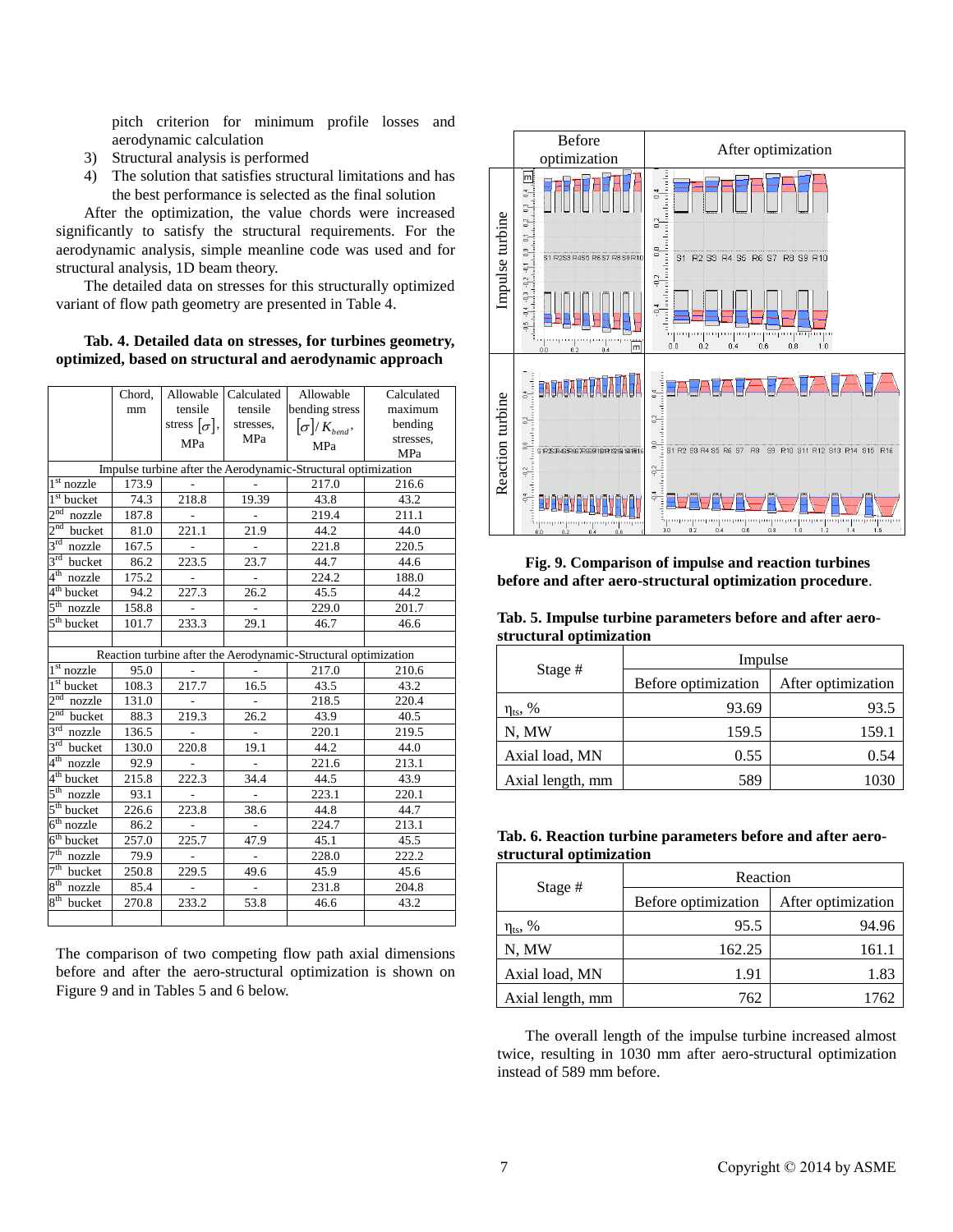pitch criterion for minimum profile losses and aerodynamic calculation

3) Structural analysis is performed
4) The solution that satisfies structural limitations and has the best performance is selected as the final solution

After the optimization, the value chords were increased significantly to satisfy the structural requirements. For the aerodynamic analysis, simple meanline code was used and for structural analysis, 1D beam theory.

The detailed data on stresses for this structurally optimized variant of flow path geometry are presented in Table 4.

**Tab. 4. Detailed data on stresses, for turbines geometry, optimized, based on structural and aerodynamic approach**

| | Chord, mm | Allowable tensile stress $[\sigma]$, MPa | Calculated tensile stresses, MPa | Allowable bending stress $[\sigma]/K_{bend}$, MPa | Calculated maximum bending stresses, MPa |
|---|---|---|---|---|---|
| Impulse turbine after the Aerodynamic-Structural optimization | | | | | |
| 1st nozzle | 173.9 | - | - | 217.0 | 216.6 |
| 1st bucket | 74.3 | 218.8 | 19.39 | 43.8 | 43.2 |
| 2nd nozzle | 187.8 | - | - | 219.4 | 211.1 |
| 2nd bucket | 81.0 | 221.1 | 21.9 | 44.2 | 44.0 |
| 3rd nozzle | 167.5 | - | - | 221.8 | 220.5 |
| 3rd bucket | 86.2 | 223.5 | 23.7 | 44.7 | 44.6 |
| 4th nozzle | 175.2 | - | - | 224.2 | 188.0 |
| 4th bucket | 94.2 | 227.3 | 26.2 | 45.5 | 44.2 |
| 5th nozzle | 158.8 | - | - | 229.0 | 201.7 |
| 5th bucket | 101.7 | 233.3 | 29.1 | 46.7 | 46.6 |
| | | | | | |
| Reaction turbine after the Aerodynamic-Structural optimization | | | | | |
| 1st nozzle | 95.0 | - | - | 217.0 | 210.6 |
| 1st bucket | 108.3 | 217.7 | 16.5 | 43.5 | 43.2 |
| 2nd nozzle | 131.0 | - | - | 218.5 | 220.4 |
| 2nd bucket | 88.3 | 219.3 | 26.2 | 43.9 | 40.5 |
| 3rd nozzle | 136.5 | - | - | 220.1 | 219.5 |
| 3rd bucket | 130.0 | 220.8 | 19.1 | 44.2 | 44.0 |
| 4th nozzle | 92.9 | - | - | 221.6 | 213.1 |
| 4th bucket | 215.8 | 222.3 | 34.4 | 44.5 | 43.9 |
| 5th nozzle | 93.1 | - | - | 223.1 | 220.1 |
| 5th bucket | 226.6 | 223.8 | 38.6 | 44.8 | 44.7 |
| 6th nozzle | 86.2 | - | - | 224.7 | 213.1 |
| 6th bucket | 257.0 | 225.7 | 47.9 | 45.1 | 45.5 |
| 7th nozzle | 79.9 | - | - | 228.0 | 222.2 |
| 7th bucket | 250.8 | 229.5 | 49.6 | 45.9 | 45.6 |
| 8th nozzle | 85.4 | - | - | 231.8 | 204.8 |
| 8th bucket | 270.8 | 233.2 | 53.8 | 46.6 | 43.2 |
| | | | | | |

The comparison of two competing flow path axial dimensions before and after the aero-structural optimization is shown on Figure 9 and in Tables 5 and 6 below.

**Fig. 9. Comparison of impulse and reaction turbines before and after aero-structural optimization procedure**.

**Tab. 5. Impulse turbine parameters before and after aero-structural optimization**

| Stage # | Impulse | |
|---|---|---|
| | Before optimization | After optimization |
| $\eta_{ts}$, % | 93.69 | 93.5 |
| N, MW | 159.5 | 159.1 |
| Axial load, MN | 0.55 | 0.54 |
| Axial length, mm | 589 | 1030 |

**Tab. 6. Reaction turbine parameters before and after aero-structural optimization**

| Stage # | Reaction | |
|---|---|---|
| | Before optimization | After optimization |
| $\eta_{ts}$, % | 95.5 | 94.96 |
| N, MW | 162.25 | 161.1 |
| Axial load, MN | 1.91 | 1.83 |
| Axial length, mm | 762 | 1762 |

The overall length of the impulse turbine increased almost twice, resulting in 1030 mm after aero-structural optimization instead of 589 mm before.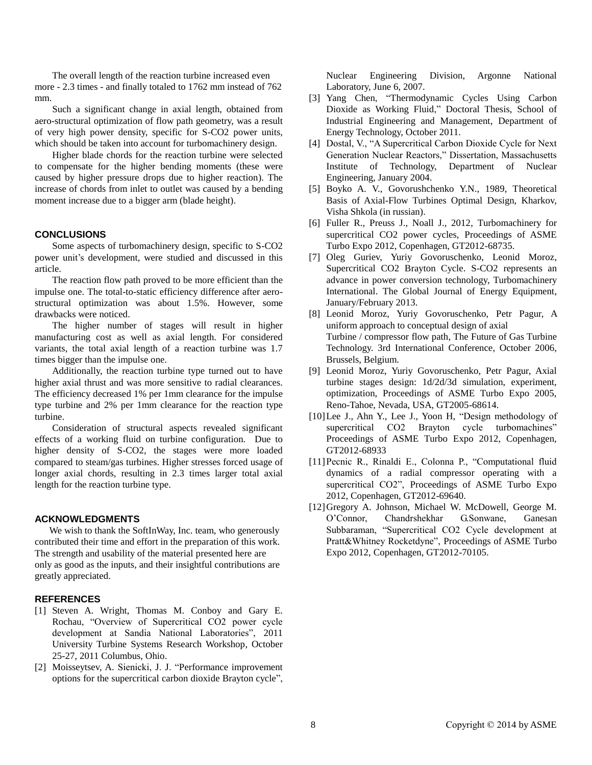The overall length of the reaction turbine increased even more - 2.3 times - and finally totaled to 1762 mm instead of 762 mm.

Such a significant change in axial length, obtained from aero-structural optimization of flow path geometry, was a result of very high power density, specific for S-CO2 power units, which should be taken into account for turbomachinery design.

Higher blade chords for the reaction turbine were selected to compensate for the higher bending moments (these were caused by higher pressure drops due to higher reaction). The increase of chords from inlet to outlet was caused by a bending moment increase due to a bigger arm (blade height).

## CONCLUSIONS

Some aspects of turbomachinery design, specific to S-CO2 power unit's development, were studied and discussed in this article.

The reaction flow path proved to be more efficient than the impulse one. The total-to-static efficiency difference after aero-structural optimization was about 1.5%. However, some drawbacks were noticed.

The higher number of stages will result in higher manufacturing cost as well as axial length. For considered variants, the total axial length of a reaction turbine was 1.7 times bigger than the impulse one.

Additionally, the reaction turbine type turned out to have higher axial thrust and was more sensitive to radial clearances. The efficiency decreased 1% per 1mm clearance for the impulse type turbine and 2% per 1mm clearance for the reaction type turbine.

Consideration of structural aspects revealed significant effects of a working fluid on turbine configuration. Due to higher density of S-CO2, the stages were more loaded compared to steam/gas turbines. Higher stresses forced usage of longer axial chords, resulting in 2.3 times larger total axial length for the reaction turbine type.

## ACKNOWLEDGMENTS

We wish to thank the SoftInWay, Inc. team, who generously contributed their time and effort in the preparation of this work. The strength and usability of the material presented here are only as good as the inputs, and their insightful contributions are greatly appreciated.

## REFERENCES

[1] Steven A. Wright, Thomas M. Conboy and Gary E. Rochau, "Overview of Supercritical CO2 power cycle development at Sandia National Laboratories", 2011 University Turbine Systems Research Workshop, October 25-27, 2011 Columbus, Ohio.

[2] Moisseytsev, A. Sienicki, J. J. "Performance improvement options for the supercritical carbon dioxide Brayton cycle", Nuclear Engineering Division, Argonne National Laboratory, June 6, 2007.

[3] Yang Chen, "Thermodynamic Cycles Using Carbon Dioxide as Working Fluid," Doctoral Thesis, School of Industrial Engineering and Management, Department of Energy Technology, October 2011.

[4] Dostal, V., "A Supercritical Carbon Dioxide Cycle for Next Generation Nuclear Reactors," Dissertation, Massachusetts Institute of Technology, Department of Nuclear Engineering, January 2004.

[5] Boyko A. V., Govorushchenko Y.N., 1989, Theoretical Basis of Axial-Flow Turbines Optimal Design, Kharkov, Visha Shkola (in russian).

[6] Fuller R., Preuss J., Noall J., 2012, Turbomachinery for supercritical CO2 power cycles, Proceedings of ASME Turbo Expo 2012, Copenhagen, GT2012-68735.

[7] Oleg Guriev, Yuriy Govoruschenko, Leonid Moroz, Supercritical CO2 Brayton Cycle. S-CO2 represents an advance in power conversion technology, Turbomachinery International. The Global Journal of Energy Equipment, January/February 2013.

[8] Leonid Moroz, Yuriy Govoruschenko, Petr Pagur, A uniform approach to conceptual design of axial Turbine / compressor flow path, The Future of Gas Turbine Technology. 3rd International Conference, October 2006, Brussels, Belgium.

[9] Leonid Moroz, Yuriy Govoruschenko, Petr Pagur, Axial turbine stages design: 1d/2d/3d simulation, experiment, optimization, Proceedings of ASME Turbo Expo 2005, Reno-Tahoe, Nevada, USA, GT2005-68614.

[10] Lee J., Ahn Y., Lee J., Yoon H, "Design methodology of supercritical CO2 Brayton cycle turbomachines" Proceedings of ASME Turbo Expo 2012, Copenhagen, GT2012-68933

[11] Pecnic R., Rinaldi E., Colonna P., "Computational fluid dynamics of a radial compressor operating with a supercritical CO2", Proceedings of ASME Turbo Expo 2012, Copenhagen, GT2012-69640.

[12] Gregory A. Johnson, Michael W. McDowell, George M. O'Connor, Chandrshekhar G.Sonwane, Ganesan Subbaraman, "Supercritical CO2 Cycle development at Pratt&Whitney Rocketdyne", Proceedings of ASME Turbo Expo 2012, Copenhagen, GT2012-70105.